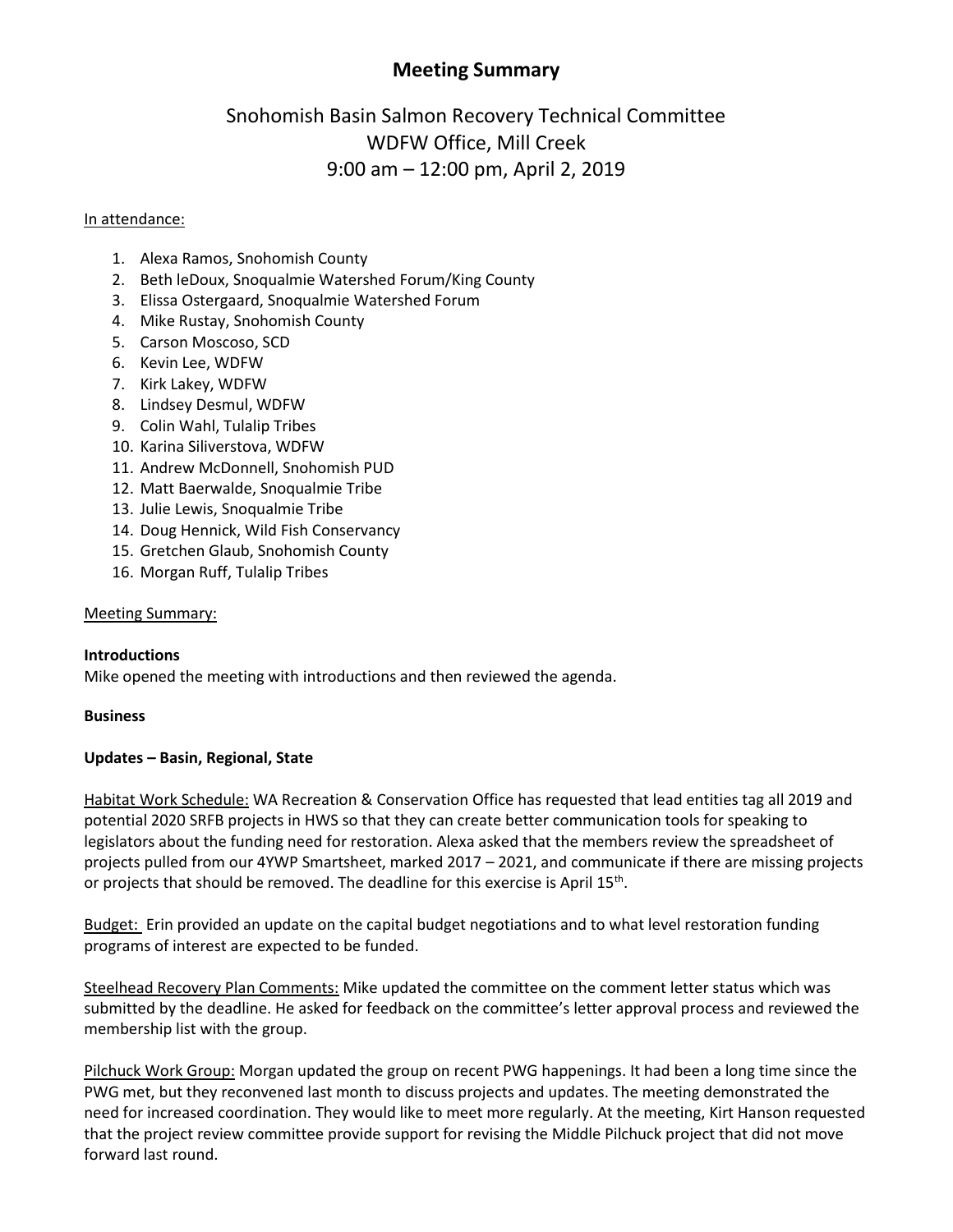# Meeting Summary

## Snohomish Basin Salmon Recovery Technical Committee
## WDFW Office, Mill Creek
## 9:00 am – 12:00 pm, April 2, 2019

In attendance:

1. Alexa Ramos, Snohomish County
2. Beth leDoux, Snoqualmie Watershed Forum/King County
3. Elissa Ostergaard, Snoqualmie Watershed Forum
4. Mike Rustay, Snohomish County
5. Carson Moscoso, SCD
6. Kevin Lee, WDFW
7. Kirk Lakey, WDFW
8. Lindsey Desmul, WDFW
9. Colin Wahl, Tulalip Tribes
10. Karina Siliverstova, WDFW
11. Andrew McDonnell, Snohomish PUD
12. Matt Baerwalde, Snoqualmie Tribe
13. Julie Lewis, Snoqualmie Tribe
14. Doug Hennick, Wild Fish Conservancy
15. Gretchen Glaub, Snohomish County
16. Morgan Ruff, Tulalip Tribes

Meeting Summary:

**Introductions**
Mike opened the meeting with introductions and then reviewed the agenda.

**Business**

**Updates – Basin, Regional, State**

Habitat Work Schedule: WA Recreation & Conservation Office has requested that lead entities tag all 2019 and potential 2020 SRFB projects in HWS so that they can create better communication tools for speaking to legislators about the funding need for restoration. Alexa asked that the members review the spreadsheet of projects pulled from our 4YWP Smartsheet, marked 2017 – 2021, and communicate if there are missing projects or projects that should be removed. The deadline for this exercise is April 15th.

Budget: Erin provided an update on the capital budget negotiations and to what level restoration funding programs of interest are expected to be funded.

Steelhead Recovery Plan Comments: Mike updated the committee on the comment letter status which was submitted by the deadline. He asked for feedback on the committee's letter approval process and reviewed the membership list with the group.

Pilchuck Work Group: Morgan updated the group on recent PWG happenings. It had been a long time since the PWG met, but they reconvened last month to discuss projects and updates. The meeting demonstrated the need for increased coordination. They would like to meet more regularly. At the meeting, Kirt Hanson requested that the project review committee provide support for revising the Middle Pilchuck project that did not move forward last round.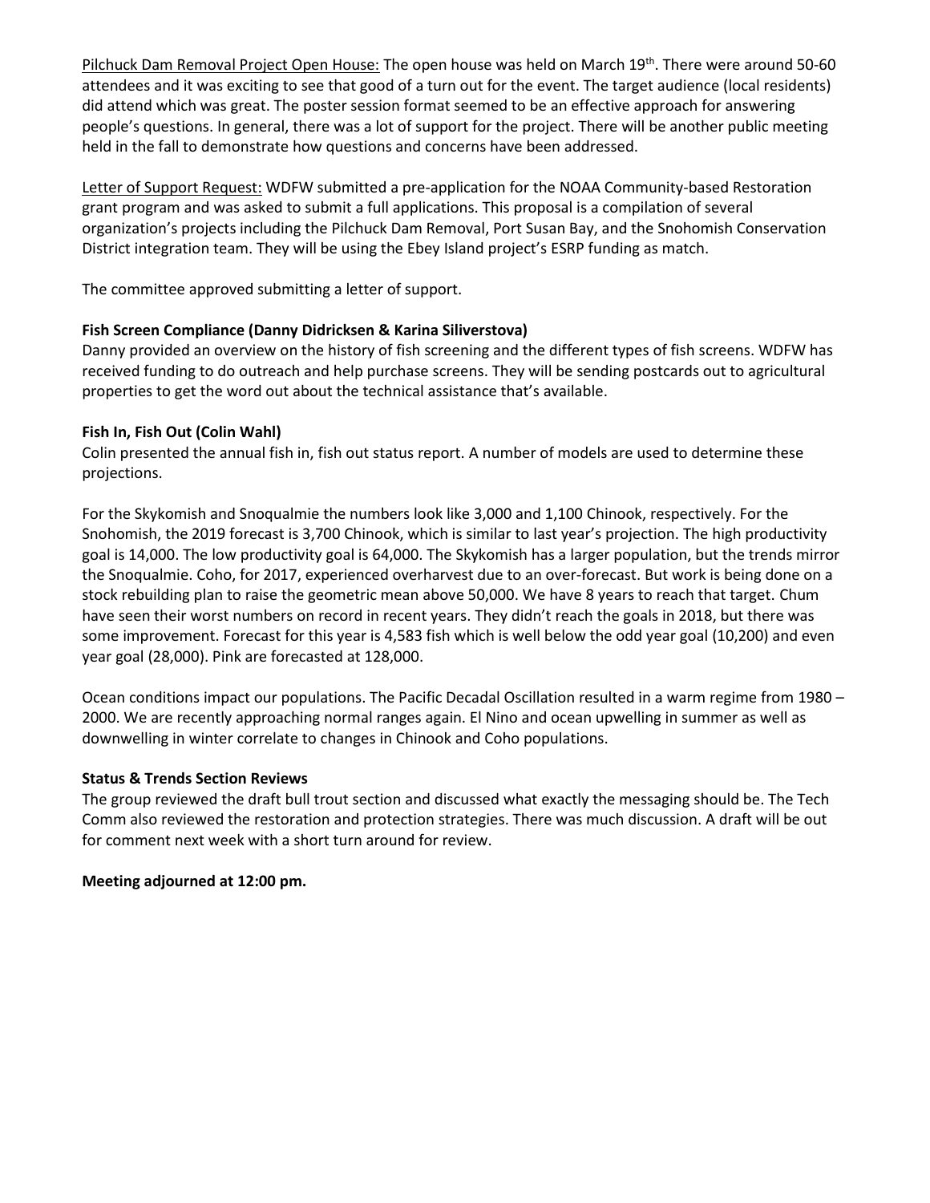Pilchuck Dam Removal Project Open House: The open house was held on March 19th. There were around 50-60 attendees and it was exciting to see that good of a turn out for the event. The target audience (local residents) did attend which was great. The poster session format seemed to be an effective approach for answering people's questions. In general, there was a lot of support for the project. There will be another public meeting held in the fall to demonstrate how questions and concerns have been addressed.

Letter of Support Request: WDFW submitted a pre-application for the NOAA Community-based Restoration grant program and was asked to submit a full applications. This proposal is a compilation of several organization's projects including the Pilchuck Dam Removal, Port Susan Bay, and the Snohomish Conservation District integration team. They will be using the Ebey Island project's ESRP funding as match.

The committee approved submitting a letter of support.

**Fish Screen Compliance (Danny Didricksen & Karina Siliverstova)**

Danny provided an overview on the history of fish screening and the different types of fish screens. WDFW has received funding to do outreach and help purchase screens. They will be sending postcards out to agricultural properties to get the word out about the technical assistance that's available.

**Fish In, Fish Out (Colin Wahl)**

Colin presented the annual fish in, fish out status report. A number of models are used to determine these projections.

For the Skykomish and Snoqualmie the numbers look like 3,000 and 1,100 Chinook, respectively. For the Snohomish, the 2019 forecast is 3,700 Chinook, which is similar to last year's projection. The high productivity goal is 14,000. The low productivity goal is 64,000. The Skykomish has a larger population, but the trends mirror the Snoqualmie. Coho, for 2017, experienced overharvest due to an over-forecast. But work is being done on a stock rebuilding plan to raise the geometric mean above 50,000. We have 8 years to reach that target. Chum have seen their worst numbers on record in recent years. They didn't reach the goals in 2018, but there was some improvement. Forecast for this year is 4,583 fish which is well below the odd year goal (10,200) and even year goal (28,000). Pink are forecasted at 128,000.

Ocean conditions impact our populations. The Pacific Decadal Oscillation resulted in a warm regime from 1980 – 2000. We are recently approaching normal ranges again. El Nino and ocean upwelling in summer as well as downwelling in winter correlate to changes in Chinook and Coho populations.

**Status & Trends Section Reviews**

The group reviewed the draft bull trout section and discussed what exactly the messaging should be. The Tech Comm also reviewed the restoration and protection strategies. There was much discussion. A draft will be out for comment next week with a short turn around for review.

**Meeting adjourned at 12:00 pm.**